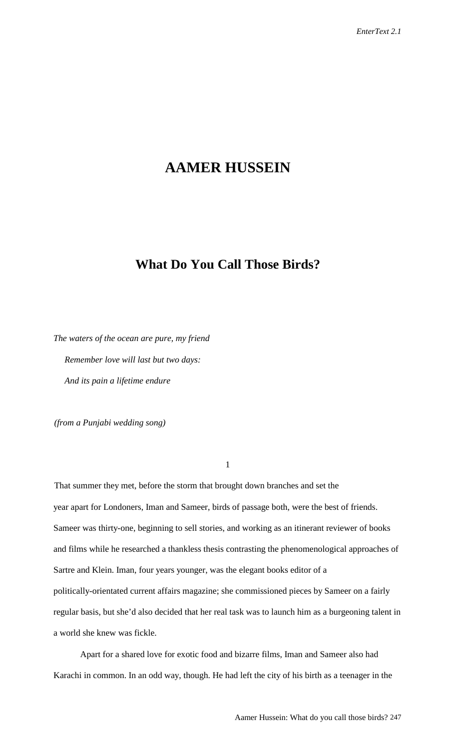# AAMER HUSSEIN

## What Do You Call Those Birds?

*The waters of the ocean are pure, my friend*

*Remember love will last but two days:*

*And its pain a lifetime endure*

*(from a Punjabi wedding song)*

1

That summer they met, before the storm that brought down branches and set the year apart for Londoners, Iman and Sameer, birds of passage both, were the best of friends. Sameer was thirty-one, beginning to sell stories, and working as an itinerant reviewer of books and films while he researched a thankless thesis contrasting the phenomenological approaches of Sartre and Klein. Iman, four years younger, was the elegant books editor of a politically-orientated current affairs magazine; she commissioned pieces by Sameer on a fairly regular basis, but she'd also decided that her real task was to launch him as a burgeoning talent in a world she knew was fickle.

Apart for a shared love for exotic food and bizarre films, Iman and Sameer also had Karachi in common. In an odd way, though. He had left the city of his birth as a teenager in the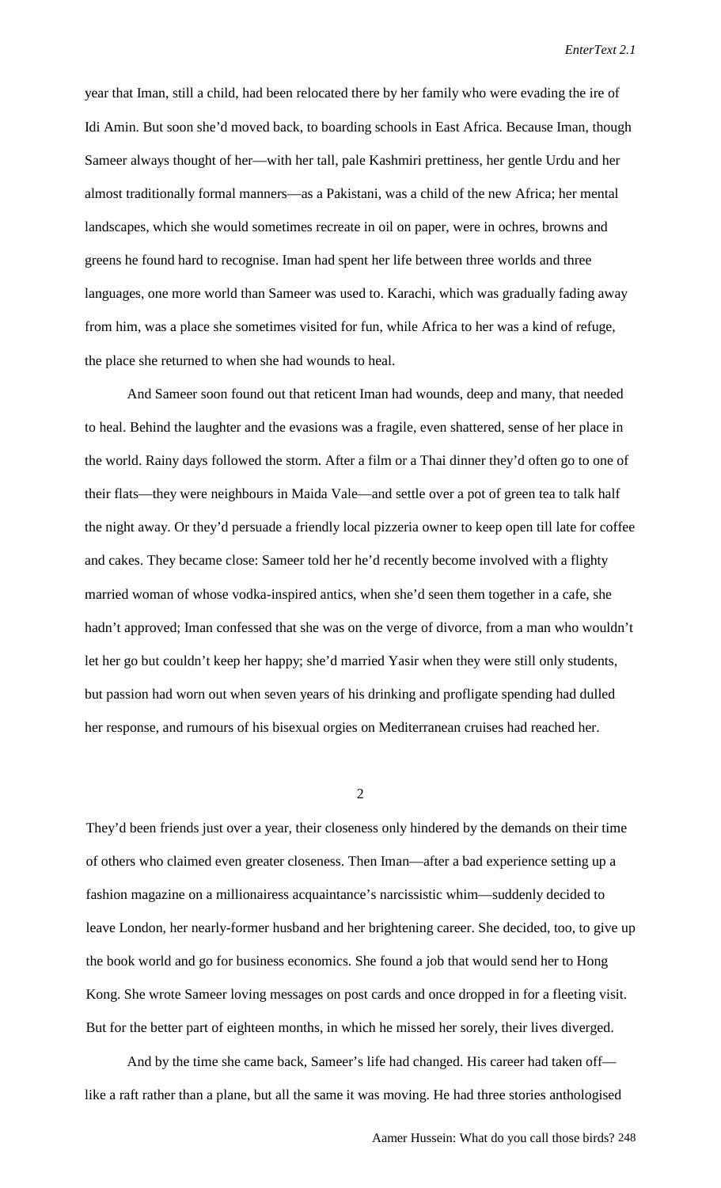year that Iman, still a child, had been relocated there by her family who were evading the ire of Idi Amin. But soon she'd moved back, to boarding schools in East Africa. Because Iman, though Sameer always thought of her—with her tall, pale Kashmiri prettiness, her gentle Urdu and her almost traditionally formal manners—as a Pakistani, was a child of the new Africa; her mental landscapes, which she would sometimes recreate in oil on paper, were in ochres, browns and greens he found hard to recognise. Iman had spent her life between three worlds and three languages, one more world than Sameer was used to. Karachi, which was gradually fading away from him, was a place she sometimes visited for fun, while Africa to her was a kind of refuge, the place she returned to when she had wounds to heal.

And Sameer soon found out that reticent Iman had wounds, deep and many, that needed to heal. Behind the laughter and the evasions was a fragile, even shattered, sense of her place in the world. Rainy days followed the storm. After a film or a Thai dinner they'd often go to one of their flats—they were neighbours in Maida Vale—and settle over a pot of green tea to talk half the night away. Or they'd persuade a friendly local pizzeria owner to keep open till late for coffee and cakes. They became close: Sameer told her he'd recently become involved with a flighty married woman of whose vodka-inspired antics, when she'd seen them together in a cafe, she hadn't approved; Iman confessed that she was on the verge of divorce, from a man who wouldn't let her go but couldn't keep her happy; she'd married Yasir when they were still only students, but passion had worn out when seven years of his drinking and profligate spending had dulled her response, and rumours of his bisexual orgies on Mediterranean cruises had reached her.

## 2

They'd been friends just over a year, their closeness only hindered by the demands on their time of others who claimed even greater closeness. Then Iman—after a bad experience setting up a fashion magazine on a millionairess acquaintance's narcissistic whim—suddenly decided to leave London, her nearly-former husband and her brightening career. She decided, too, to give up the book world and go for business economics. She found a job that would send her to Hong Kong. She wrote Sameer loving messages on post cards and once dropped in for a fleeting visit. But for the better part of eighteen months, in which he missed her sorely, their lives diverged.

And by the time she came back, Sameer's life had changed. His career had taken off—like a raft rather than a plane, but all the same it was moving. He had three stories anthologised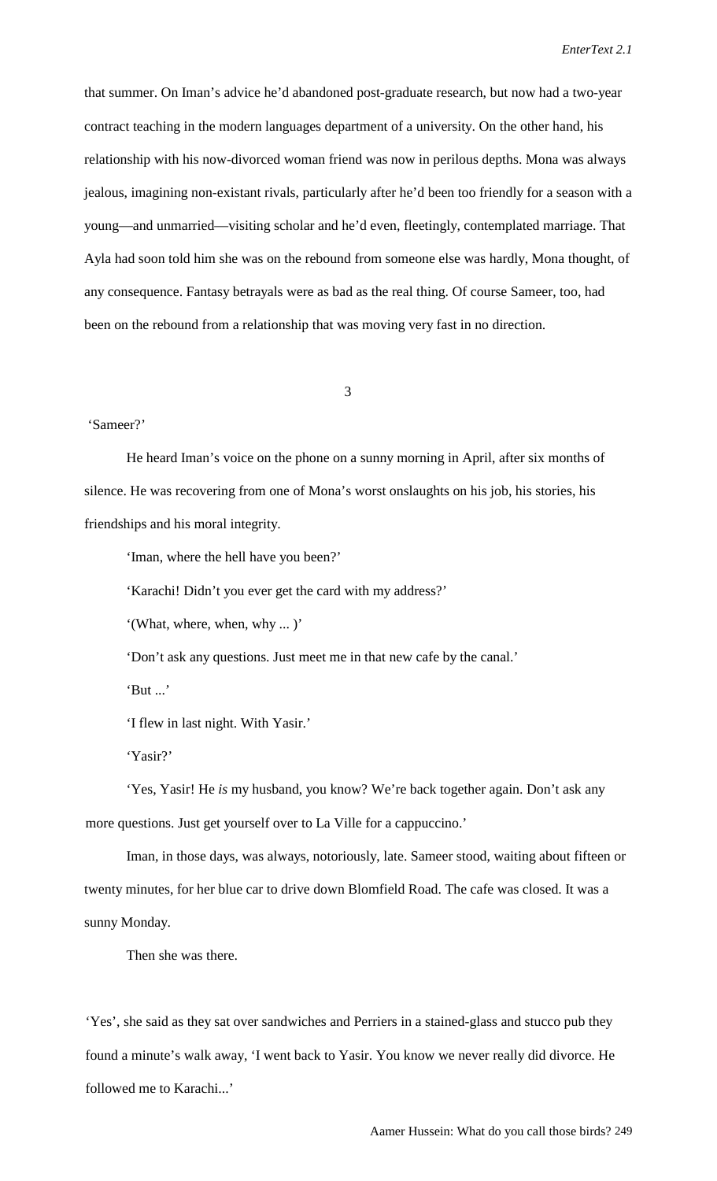that summer. On Iman's advice he'd abandoned post-graduate research, but now had a two-year contract teaching in the modern languages department of a university. On the other hand, his relationship with his now-divorced woman friend was now in perilous depths. Mona was always jealous, imagining non-existant rivals, particularly after he'd been too friendly for a season with a young—and unmarried—visiting scholar and he'd even, fleetingly, contemplated marriage. That Ayla had soon told him she was on the rebound from someone else was hardly, Mona thought, of any consequence. Fantasy betrayals were as bad as the real thing. Of course Sameer, too, had been on the rebound from a relationship that was moving very fast in no direction.

3

'Sameer?'

He heard Iman's voice on the phone on a sunny morning in April, after six months of silence. He was recovering from one of Mona's worst onslaughts on his job, his stories, his friendships and his moral integrity.

'Iman, where the hell have you been?'

'Karachi! Didn't you ever get the card with my address?'

'(What, where, when, why ... )'

'Don't ask any questions. Just meet me in that new cafe by the canal.'

'But ...'

'I flew in last night. With Yasir.'

'Yasir?'

'Yes, Yasir! He *is* my husband, you know? We're back together again. Don't ask any more questions. Just get yourself over to La Ville for a cappuccino.'

Iman, in those days, was always, notoriously, late. Sameer stood, waiting about fifteen or twenty minutes, for her blue car to drive down Blomfield Road. The cafe was closed. It was a sunny Monday.

Then she was there.

'Yes', she said as they sat over sandwiches and Perriers in a stained-glass and stucco pub they found a minute's walk away, 'I went back to Yasir. You know we never really did divorce. He followed me to Karachi...'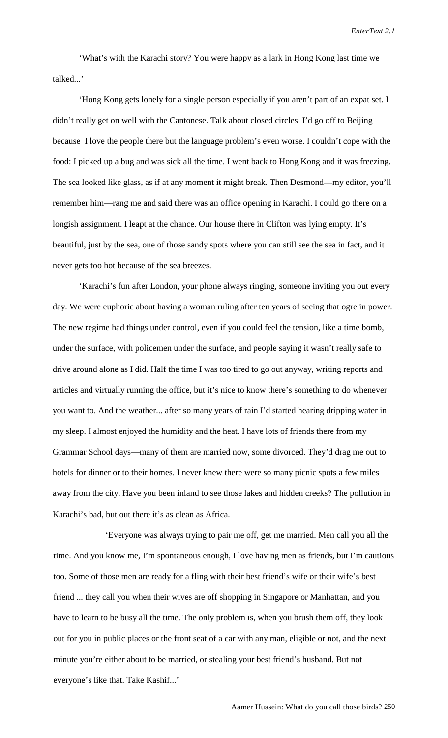'What's with the Karachi story? You were happy as a lark in Hong Kong last time we talked...'

'Hong Kong gets lonely for a single person especially if you aren't part of an expat set. I didn't really get on well with the Cantonese. Talk about closed circles. I'd go off to Beijing because I love the people there but the language problem's even worse. I couldn't cope with the food: I picked up a bug and was sick all the time. I went back to Hong Kong and it was freezing. The sea looked like glass, as if at any moment it might break. Then Desmond—my editor, you'll remember him—rang me and said there was an office opening in Karachi. I could go there on a longish assignment. I leapt at the chance. Our house there in Clifton was lying empty. It's beautiful, just by the sea, one of those sandy spots where you can still see the sea in fact, and it never gets too hot because of the sea breezes.

'Karachi's fun after London, your phone always ringing, someone inviting you out every day. We were euphoric about having a woman ruling after ten years of seeing that ogre in power. The new regime had things under control, even if you could feel the tension, like a time bomb, under the surface, with policemen under the surface, and people saying it wasn't really safe to drive around alone as I did. Half the time I was too tired to go out anyway, writing reports and articles and virtually running the office, but it's nice to know there's something to do whenever you want to. And the weather... after so many years of rain I'd started hearing dripping water in my sleep. I almost enjoyed the humidity and the heat. I have lots of friends there from my Grammar School days—many of them are married now, some divorced. They'd drag me out to hotels for dinner or to their homes. I never knew there were so many picnic spots a few miles away from the city. Have you been inland to see those lakes and hidden creeks? The pollution in Karachi's bad, but out there it's as clean as Africa.

'Everyone was always trying to pair me off, get me married. Men call you all the time. And you know me, I'm spontaneous enough, I love having men as friends, but I'm cautious too. Some of those men are ready for a fling with their best friend's wife or their wife's best friend ... they call you when their wives are off shopping in Singapore or Manhattan, and you have to learn to be busy all the time. The only problem is, when you brush them off, they look out for you in public places or the front seat of a car with any man, eligible or not, and the next minute you're either about to be married, or stealing your best friend's husband. But not everyone's like that. Take Kashif...'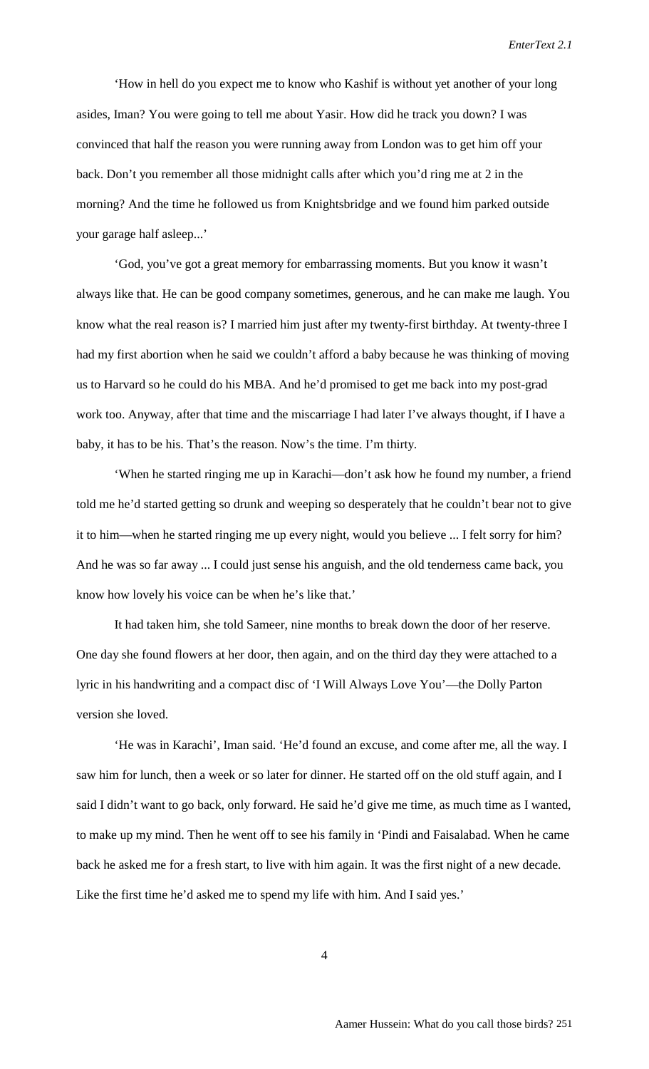'How in hell do you expect me to know who Kashif is without yet another of your long asides, Iman? You were going to tell me about Yasir. How did he track you down? I was convinced that half the reason you were running away from London was to get him off your back. Don't you remember all those midnight calls after which you'd ring me at 2 in the morning? And the time he followed us from Knightsbridge and we found him parked outside your garage half asleep...'

'God, you've got a great memory for embarrassing moments. But you know it wasn't always like that. He can be good company sometimes, generous, and he can make me laugh. You know what the real reason is? I married him just after my twenty-first birthday. At twenty-three I had my first abortion when he said we couldn't afford a baby because he was thinking of moving us to Harvard so he could do his MBA. And he'd promised to get me back into my post-grad work too. Anyway, after that time and the miscarriage I had later I've always thought, if I have a baby, it has to be his. That's the reason. Now's the time. I'm thirty.

'When he started ringing me up in Karachi—don't ask how he found my number, a friend told me he'd started getting so drunk and weeping so desperately that he couldn't bear not to give it to him—when he started ringing me up every night, would you believe ... I felt sorry for him? And he was so far away ... I could just sense his anguish, and the old tenderness came back, you know how lovely his voice can be when he's like that.'

It had taken him, she told Sameer, nine months to break down the door of her reserve. One day she found flowers at her door, then again, and on the third day they were attached to a lyric in his handwriting and a compact disc of 'I Will Always Love You'—the Dolly Parton version she loved.

'He was in Karachi', Iman said. 'He'd found an excuse, and come after me, all the way. I saw him for lunch, then a week or so later for dinner. He started off on the old stuff again, and I said I didn't want to go back, only forward. He said he'd give me time, as much time as I wanted, to make up my mind. Then he went off to see his family in 'Pindi and Faisalabad. When he came back he asked me for a fresh start, to live with him again. It was the first night of a new decade. Like the first time he'd asked me to spend my life with him. And I said yes.'

4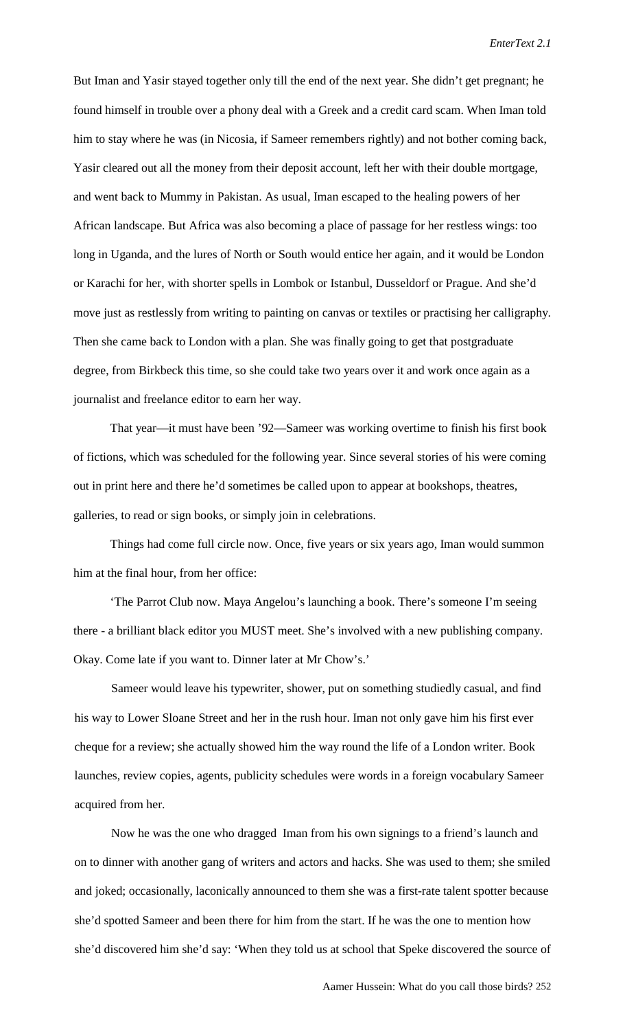But Iman and Yasir stayed together only till the end of the next year. She didn't get pregnant; he found himself in trouble over a phony deal with a Greek and a credit card scam. When Iman told him to stay where he was (in Nicosia, if Sameer remembers rightly) and not bother coming back, Yasir cleared out all the money from their deposit account, left her with their double mortgage, and went back to Mummy in Pakistan. As usual, Iman escaped to the healing powers of her African landscape. But Africa was also becoming a place of passage for her restless wings: too long in Uganda, and the lures of North or South would entice her again, and it would be London or Karachi for her, with shorter spells in Lombok or Istanbul, Dusseldorf or Prague. And she'd move just as restlessly from writing to painting on canvas or textiles or practising her calligraphy. Then she came back to London with a plan. She was finally going to get that postgraduate degree, from Birkbeck this time, so she could take two years over it and work once again as a journalist and freelance editor to earn her way.

That year—it must have been '92—Sameer was working overtime to finish his first book of fictions, which was scheduled for the following year. Since several stories of his were coming out in print here and there he'd sometimes be called upon to appear at bookshops, theatres, galleries, to read or sign books, or simply join in celebrations.

Things had come full circle now. Once, five years or six years ago, Iman would summon him at the final hour, from her office:

'The Parrot Club now. Maya Angelou's launching a book. There's someone I'm seeing there - a brilliant black editor you MUST meet. She's involved with a new publishing company. Okay. Come late if you want to. Dinner later at Mr Chow's.'

Sameer would leave his typewriter, shower, put on something studiedly casual, and find his way to Lower Sloane Street and her in the rush hour. Iman not only gave him his first ever cheque for a review; she actually showed him the way round the life of a London writer. Book launches, review copies, agents, publicity schedules were words in a foreign vocabulary Sameer acquired from her.

Now he was the one who dragged Iman from his own signings to a friend's launch and on to dinner with another gang of writers and actors and hacks. She was used to them; she smiled and joked; occasionally, laconically announced to them she was a first-rate talent spotter because she'd spotted Sameer and been there for him from the start. If he was the one to mention how she'd discovered him she'd say: 'When they told us at school that Speke discovered the source of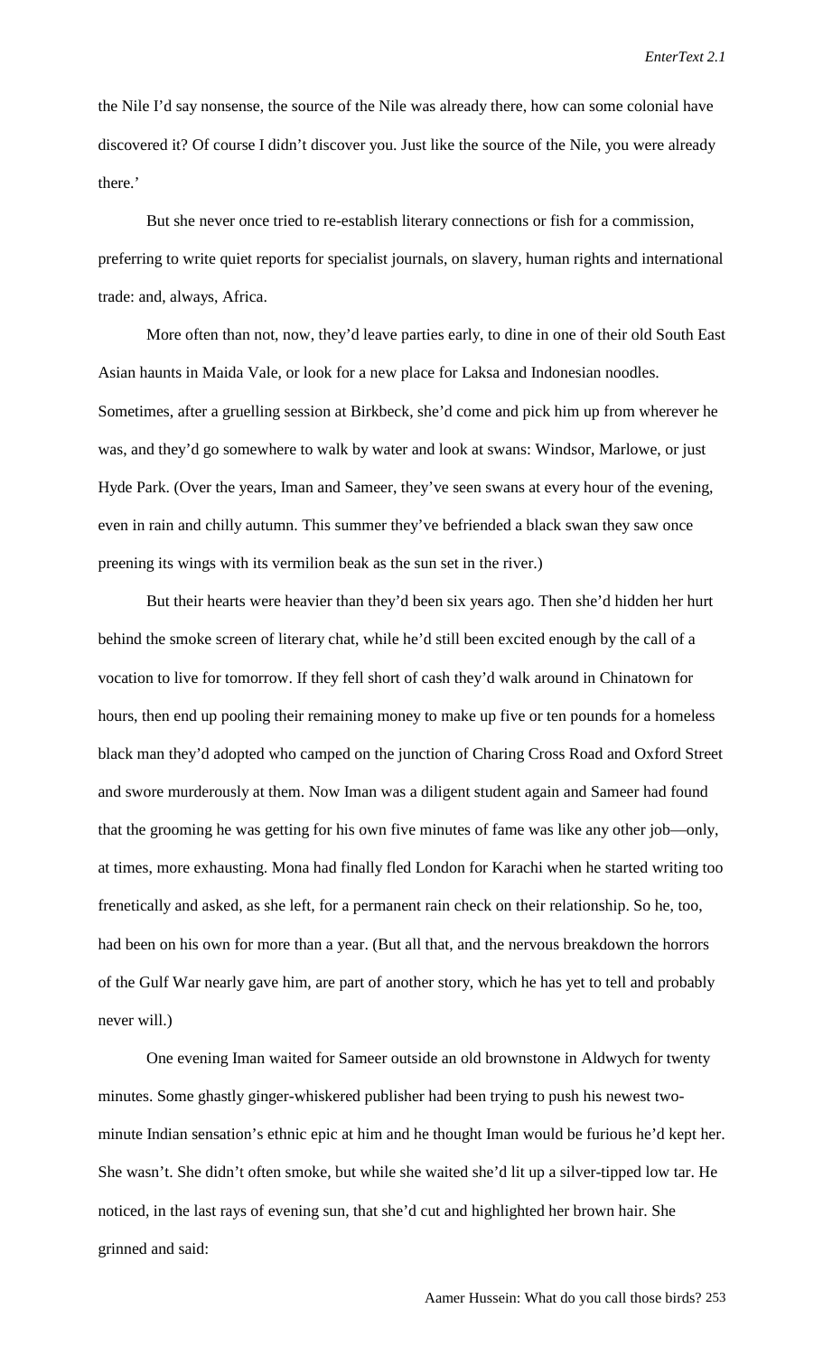the Nile I'd say nonsense, the source of the Nile was already there, how can some colonial have discovered it? Of course I didn't discover you. Just like the source of the Nile, you were already there.'

But she never once tried to re-establish literary connections or fish for a commission, preferring to write quiet reports for specialist journals, on slavery, human rights and international trade: and, always, Africa.

More often than not, now, they'd leave parties early, to dine in one of their old South East Asian haunts in Maida Vale, or look for a new place for Laksa and Indonesian noodles. Sometimes, after a gruelling session at Birkbeck, she'd come and pick him up from wherever he was, and they'd go somewhere to walk by water and look at swans: Windsor, Marlowe, or just Hyde Park. (Over the years, Iman and Sameer, they've seen swans at every hour of the evening, even in rain and chilly autumn. This summer they've befriended a black swan they saw once preening its wings with its vermilion beak as the sun set in the river.)

But their hearts were heavier than they'd been six years ago. Then she'd hidden her hurt behind the smoke screen of literary chat, while he'd still been excited enough by the call of a vocation to live for tomorrow. If they fell short of cash they'd walk around in Chinatown for hours, then end up pooling their remaining money to make up five or ten pounds for a homeless black man they'd adopted who camped on the junction of Charing Cross Road and Oxford Street and swore murderously at them. Now Iman was a diligent student again and Sameer had found that the grooming he was getting for his own five minutes of fame was like any other job—only, at times, more exhausting. Mona had finally fled London for Karachi when he started writing too frenetically and asked, as she left, for a permanent rain check on their relationship. So he, too, had been on his own for more than a year. (But all that, and the nervous breakdown the horrors of the Gulf War nearly gave him, are part of another story, which he has yet to tell and probably never will.)

One evening Iman waited for Sameer outside an old brownstone in Aldwych for twenty minutes. Some ghastly ginger-whiskered publisher had been trying to push his newest two-minute Indian sensation's ethnic epic at him and he thought Iman would be furious he'd kept her. She wasn't. She didn't often smoke, but while she waited she'd lit up a silver-tipped low tar. He noticed, in the last rays of evening sun, that she'd cut and highlighted her brown hair. She grinned and said: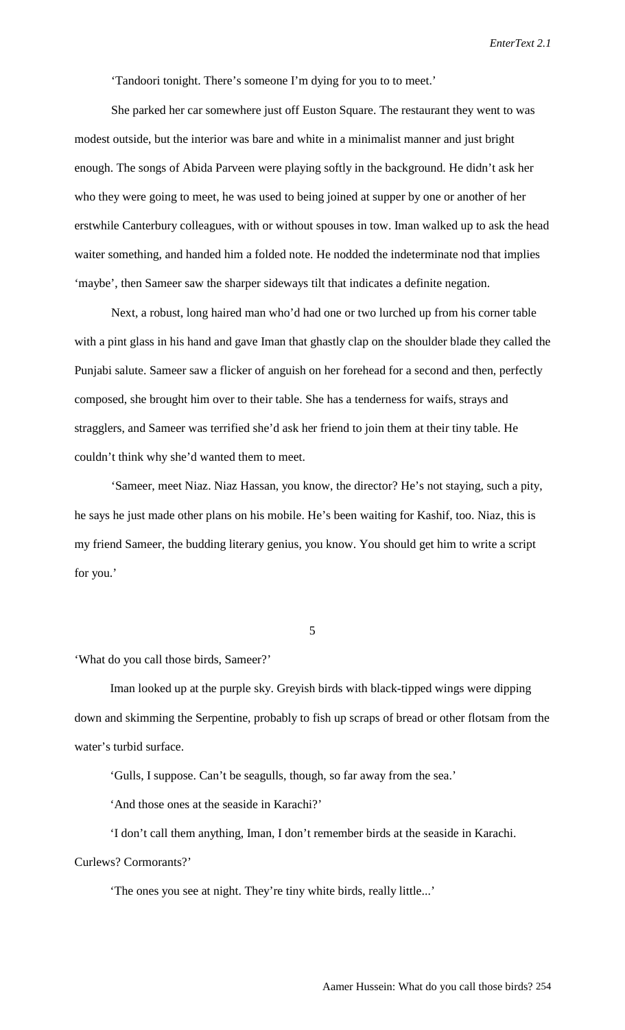'Tandoori tonight. There's someone I'm dying for you to to meet.'

She parked her car somewhere just off Euston Square. The restaurant they went to was modest outside, but the interior was bare and white in a minimalist manner and just bright enough. The songs of Abida Parveen were playing softly in the background. He didn't ask her who they were going to meet, he was used to being joined at supper by one or another of her erstwhile Canterbury colleagues, with or without spouses in tow. Iman walked up to ask the head waiter something, and handed him a folded note. He nodded the indeterminate nod that implies 'maybe', then Sameer saw the sharper sideways tilt that indicates a definite negation.

Next, a robust, long haired man who'd had one or two lurched up from his corner table with a pint glass in his hand and gave Iman that ghastly clap on the shoulder blade they called the Punjabi salute. Sameer saw a flicker of anguish on her forehead for a second and then, perfectly composed, she brought him over to their table. She has a tenderness for waifs, strays and stragglers, and Sameer was terrified she'd ask her friend to join them at their tiny table. He couldn't think why she'd wanted them to meet.

'Sameer, meet Niaz. Niaz Hassan, you know, the director? He's not staying, such a pity, he says he just made other plans on his mobile. He's been waiting for Kashif, too. Niaz, this is my friend Sameer, the budding literary genius, you know. You should get him to write a script for you.'

## 5

'What do you call those birds, Sameer?'

Iman looked up at the purple sky. Greyish birds with black-tipped wings were dipping down and skimming the Serpentine, probably to fish up scraps of bread or other flotsam from the water's turbid surface.

'Gulls, I suppose. Can't be seagulls, though, so far away from the sea.'

'And those ones at the seaside in Karachi?'

'I don't call them anything, Iman, I don't remember birds at the seaside in Karachi. Curlews? Cormorants?'

'The ones you see at night. They're tiny white birds, really little...'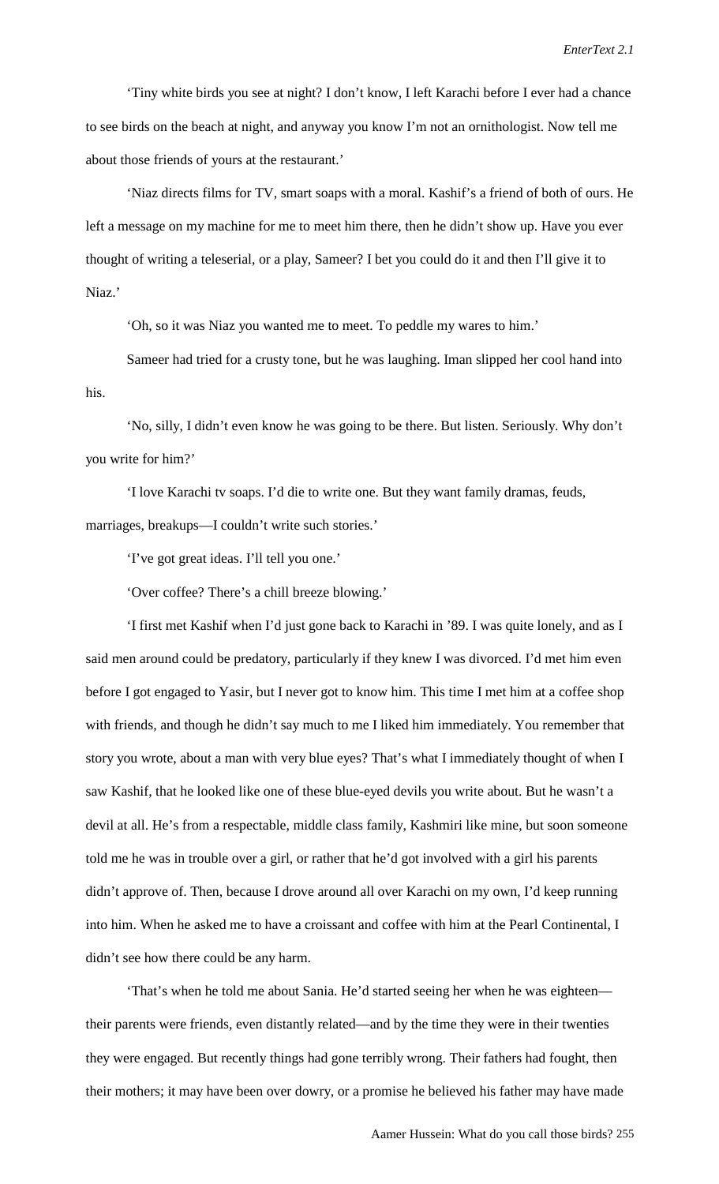'Tiny white birds you see at night? I don't know, I left Karachi before I ever had a chance to see birds on the beach at night, and anyway you know I'm not an ornithologist. Now tell me about those friends of yours at the restaurant.'

'Niaz directs films for TV, smart soaps with a moral. Kashif's a friend of both of ours. He left a message on my machine for me to meet him there, then he didn't show up. Have you ever thought of writing a teleserial, or a play, Sameer? I bet you could do it and then I'll give it to Niaz.'

'Oh, so it was Niaz you wanted me to meet. To peddle my wares to him.'

Sameer had tried for a crusty tone, but he was laughing. Iman slipped her cool hand into his.

'No, silly, I didn't even know he was going to be there. But listen. Seriously. Why don't you write for him?'

'I love Karachi tv soaps. I'd die to write one. But they want family dramas, feuds, marriages, breakups—I couldn't write such stories.'

'I've got great ideas. I'll tell you one.'

'Over coffee? There's a chill breeze blowing.'

'I first met Kashif when I'd just gone back to Karachi in '89. I was quite lonely, and as I said men around could be predatory, particularly if they knew I was divorced. I'd met him even before I got engaged to Yasir, but I never got to know him. This time I met him at a coffee shop with friends, and though he didn't say much to me I liked him immediately. You remember that story you wrote, about a man with very blue eyes? That's what I immediately thought of when I saw Kashif, that he looked like one of these blue-eyed devils you write about. But he wasn't a devil at all. He's from a respectable, middle class family, Kashmiri like mine, but soon someone told me he was in trouble over a girl, or rather that he'd got involved with a girl his parents didn't approve of. Then, because I drove around all over Karachi on my own, I'd keep running into him. When he asked me to have a croissant and coffee with him at the Pearl Continental, I didn't see how there could be any harm.

'That's when he told me about Sania. He'd started seeing her when he was eighteen—their parents were friends, even distantly related—and by the time they were in their twenties they were engaged. But recently things had gone terribly wrong. Their fathers had fought, then their mothers; it may have been over dowry, or a promise he believed his father may have made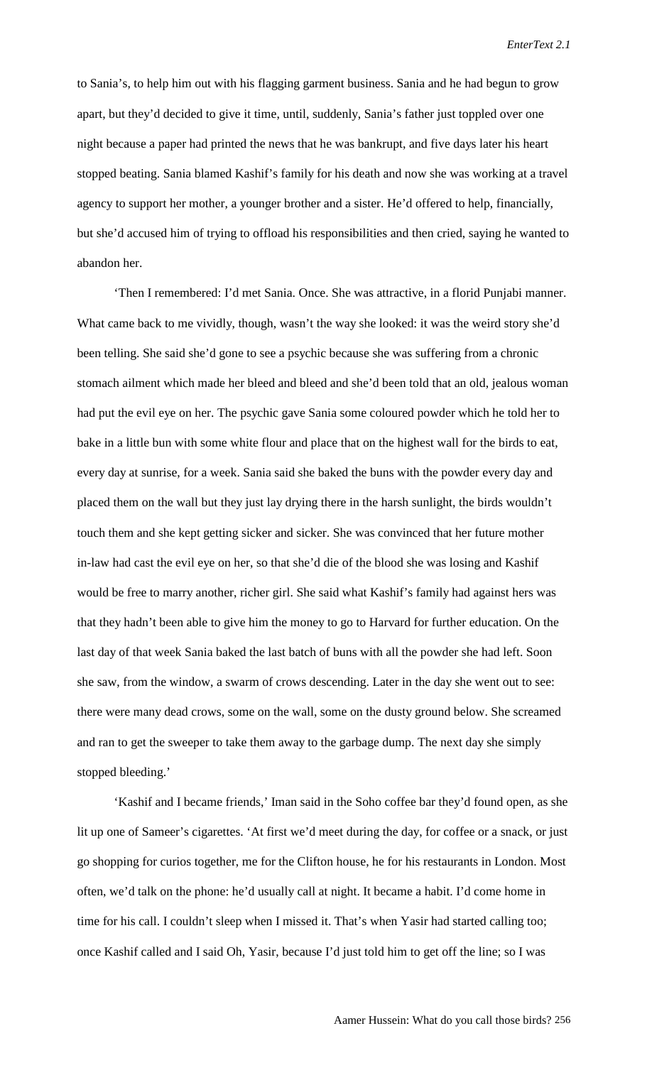to Sania's, to help him out with his flagging garment business. Sania and he had begun to grow apart, but they'd decided to give it time, until, suddenly, Sania's father just toppled over one night because a paper had printed the news that he was bankrupt, and five days later his heart stopped beating. Sania blamed Kashif's family for his death and now she was working at a travel agency to support her mother, a younger brother and a sister. He'd offered to help, financially, but she'd accused him of trying to offload his responsibilities and then cried, saying he wanted to abandon her.

'Then I remembered: I'd met Sania. Once. She was attractive, in a florid Punjabi manner. What came back to me vividly, though, wasn't the way she looked: it was the weird story she'd been telling. She said she'd gone to see a psychic because she was suffering from a chronic stomach ailment which made her bleed and bleed and she'd been told that an old, jealous woman had put the evil eye on her. The psychic gave Sania some coloured powder which he told her to bake in a little bun with some white flour and place that on the highest wall for the birds to eat, every day at sunrise, for a week. Sania said she baked the buns with the powder every day and placed them on the wall but they just lay drying there in the harsh sunlight, the birds wouldn't touch them and she kept getting sicker and sicker. She was convinced that her future mother in-law had cast the evil eye on her, so that she'd die of the blood she was losing and Kashif would be free to marry another, richer girl. She said what Kashif's family had against hers was that they hadn't been able to give him the money to go to Harvard for further education. On the last day of that week Sania baked the last batch of buns with all the powder she had left. Soon she saw, from the window, a swarm of crows descending. Later in the day she went out to see: there were many dead crows, some on the wall, some on the dusty ground below. She screamed and ran to get the sweeper to take them away to the garbage dump. The next day she simply stopped bleeding.'

'Kashif and I became friends,' Iman said in the Soho coffee bar they'd found open, as she lit up one of Sameer's cigarettes. 'At first we'd meet during the day, for coffee or a snack, or just go shopping for curios together, me for the Clifton house, he for his restaurants in London. Most often, we'd talk on the phone: he'd usually call at night. It became a habit. I'd come home in time for his call. I couldn't sleep when I missed it. That's when Yasir had started calling too; once Kashif called and I said Oh, Yasir, because I'd just told him to get off the line; so I was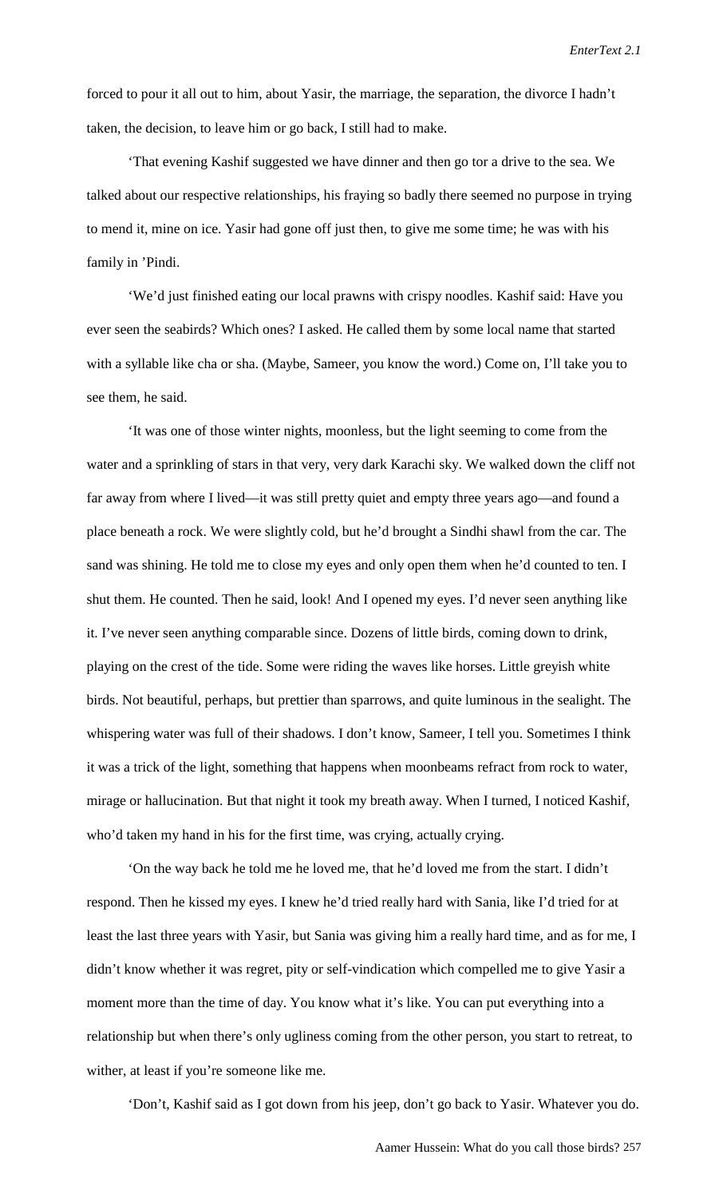forced to pour it all out to him, about Yasir, the marriage, the separation, the divorce I hadn't taken, the decision, to leave him or go back, I still had to make.

'That evening Kashif suggested we have dinner and then go tor a drive to the sea. We talked about our respective relationships, his fraying so badly there seemed no purpose in trying to mend it, mine on ice. Yasir had gone off just then, to give me some time; he was with his family in 'Pindi.

'We'd just finished eating our local prawns with crispy noodles. Kashif said: Have you ever seen the seabirds? Which ones? I asked. He called them by some local name that started with a syllable like cha or sha. (Maybe, Sameer, you know the word.) Come on, I'll take you to see them, he said.

'It was one of those winter nights, moonless, but the light seeming to come from the water and a sprinkling of stars in that very, very dark Karachi sky. We walked down the cliff not far away from where I lived—it was still pretty quiet and empty three years ago—and found a place beneath a rock. We were slightly cold, but he'd brought a Sindhi shawl from the car. The sand was shining. He told me to close my eyes and only open them when he'd counted to ten. I shut them. He counted. Then he said, look! And I opened my eyes. I'd never seen anything like it. I've never seen anything comparable since. Dozens of little birds, coming down to drink, playing on the crest of the tide. Some were riding the waves like horses. Little greyish white birds. Not beautiful, perhaps, but prettier than sparrows, and quite luminous in the sealight. The whispering water was full of their shadows. I don't know, Sameer, I tell you. Sometimes I think it was a trick of the light, something that happens when moonbeams refract from rock to water, mirage or hallucination. But that night it took my breath away. When I turned, I noticed Kashif, who'd taken my hand in his for the first time, was crying, actually crying.

'On the way back he told me he loved me, that he'd loved me from the start. I didn't respond. Then he kissed my eyes. I knew he'd tried really hard with Sania, like I'd tried for at least the last three years with Yasir, but Sania was giving him a really hard time, and as for me, I didn't know whether it was regret, pity or self-vindication which compelled me to give Yasir a moment more than the time of day. You know what it's like. You can put everything into a relationship but when there's only ugliness coming from the other person, you start to retreat, to wither, at least if you're someone like me.

'Don't, Kashif said as I got down from his jeep, don't go back to Yasir. Whatever you do.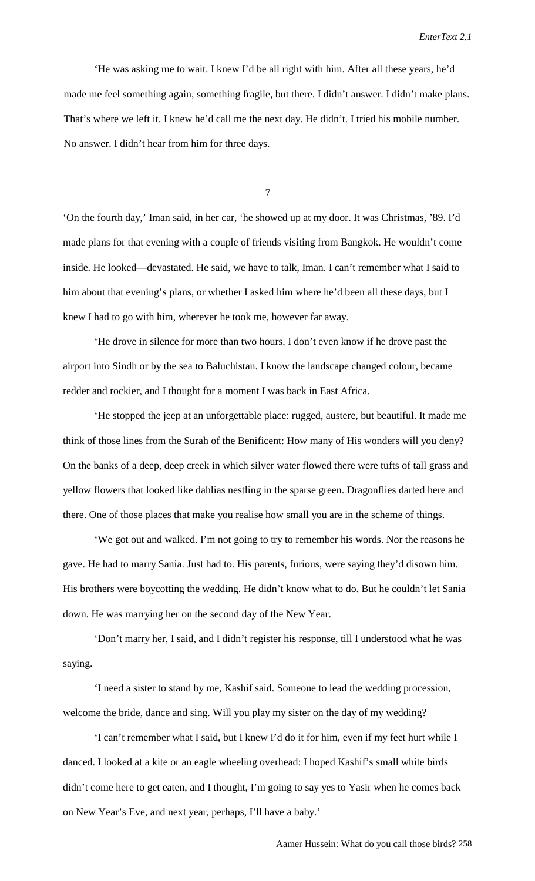'He was asking me to wait. I knew I'd be all right with him. After all these years, he'd made me feel something again, something fragile, but there. I didn't answer. I didn't make plans. That's where we left it. I knew he'd call me the next day. He didn't. I tried his mobile number. No answer. I didn't hear from him for three days.

7

'On the fourth day,' Iman said, in her car, 'he showed up at my door. It was Christmas, '89. I'd made plans for that evening with a couple of friends visiting from Bangkok. He wouldn't come inside. He looked—devastated. He said, we have to talk, Iman. I can't remember what I said to him about that evening's plans, or whether I asked him where he'd been all these days, but I knew I had to go with him, wherever he took me, however far away.

'He drove in silence for more than two hours. I don't even know if he drove past the airport into Sindh or by the sea to Baluchistan. I know the landscape changed colour, became redder and rockier, and I thought for a moment I was back in East Africa.

'He stopped the jeep at an unforgettable place: rugged, austere, but beautiful. It made me think of those lines from the Surah of the Benificent: How many of His wonders will you deny? On the banks of a deep, deep creek in which silver water flowed there were tufts of tall grass and yellow flowers that looked like dahlias nestling in the sparse green. Dragonflies darted here and there. One of those places that make you realise how small you are in the scheme of things.

'We got out and walked. I'm not going to try to remember his words. Nor the reasons he gave. He had to marry Sania. Just had to. His parents, furious, were saying they'd disown him. His brothers were boycotting the wedding. He didn't know what to do. But he couldn't let Sania down. He was marrying her on the second day of the New Year.

'Don't marry her, I said, and I didn't register his response, till I understood what he was saying.

'I need a sister to stand by me, Kashif said. Someone to lead the wedding procession, welcome the bride, dance and sing. Will you play my sister on the day of my wedding?

'I can't remember what I said, but I knew I'd do it for him, even if my feet hurt while I danced. I looked at a kite or an eagle wheeling overhead: I hoped Kashif's small white birds didn't come here to get eaten, and I thought, I'm going to say yes to Yasir when he comes back on New Year's Eve, and next year, perhaps, I'll have a baby.'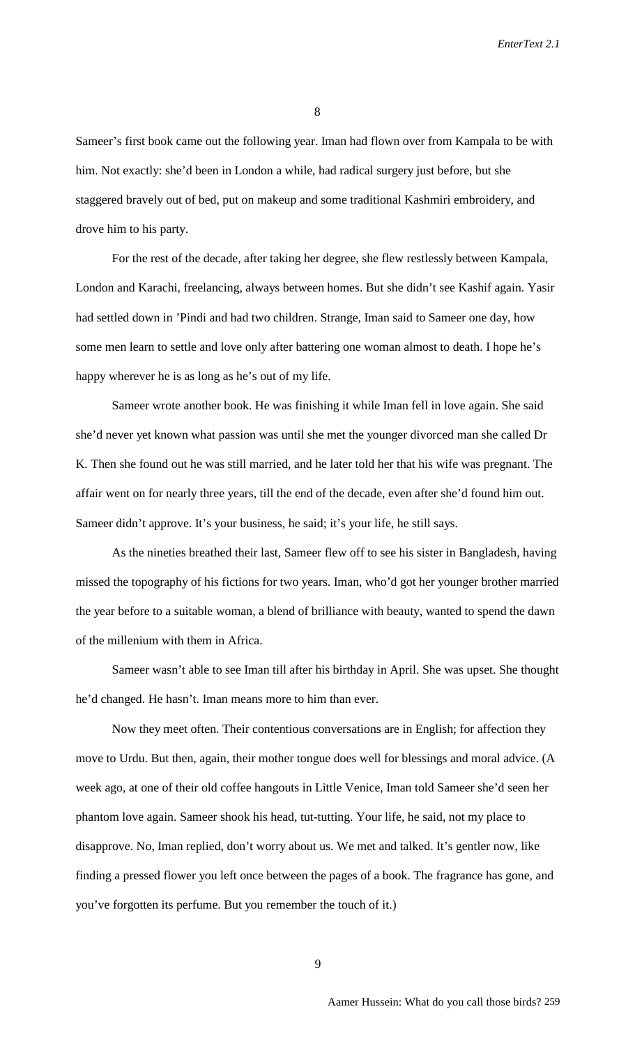8

Sameer's first book came out the following year. Iman had flown over from Kampala to be with him. Not exactly: she'd been in London a while, had radical surgery just before, but she staggered bravely out of bed, put on makeup and some traditional Kashmiri embroidery, and drove him to his party.

For the rest of the decade, after taking her degree, she flew restlessly between Kampala, London and Karachi, freelancing, always between homes. But she didn't see Kashif again. Yasir had settled down in 'Pindi and had two children. Strange, Iman said to Sameer one day, how some men learn to settle and love only after battering one woman almost to death. I hope he's happy wherever he is as long as he's out of my life.

Sameer wrote another book. He was finishing it while Iman fell in love again. She said she'd never yet known what passion was until she met the younger divorced man she called Dr K. Then she found out he was still married, and he later told her that his wife was pregnant. The affair went on for nearly three years, till the end of the decade, even after she'd found him out. Sameer didn't approve. It's your business, he said; it's your life, he still says.

As the nineties breathed their last, Sameer flew off to see his sister in Bangladesh, having missed the topography of his fictions for two years. Iman, who'd got her younger brother married the year before to a suitable woman, a blend of brilliance with beauty, wanted to spend the dawn of the millenium with them in Africa.

Sameer wasn't able to see Iman till after his birthday in April. She was upset. She thought he'd changed. He hasn't. Iman means more to him than ever.

Now they meet often. Their contentious conversations are in English; for affection they move to Urdu. But then, again, their mother tongue does well for blessings and moral advice. (A week ago, at one of their old coffee hangouts in Little Venice, Iman told Sameer she'd seen her phantom love again. Sameer shook his head, tut-tutting. Your life, he said, not my place to disapprove. No, Iman replied, don't worry about us. We met and talked. It's gentler now, like finding a pressed flower you left once between the pages of a book. The fragrance has gone, and you've forgotten its perfume. But you remember the touch of it.)

9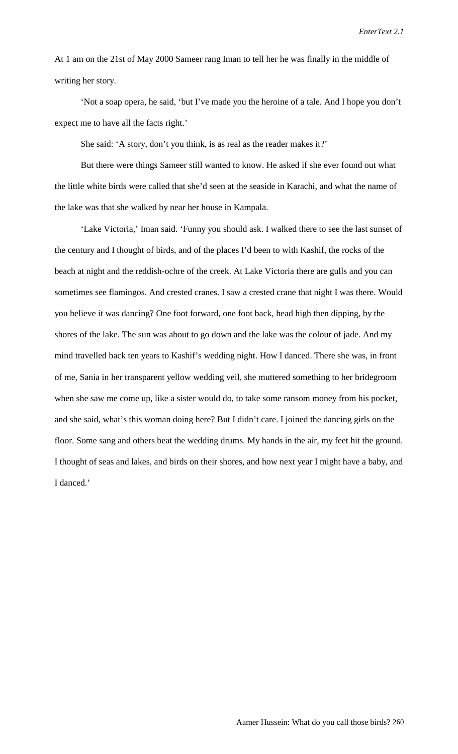At 1 am on the 21st of May 2000 Sameer rang Iman to tell her he was finally in the middle of writing her story.

'Not a soap opera, he said, 'but I've made you the heroine of a tale. And I hope you don't expect me to have all the facts right.'

She said: 'A story, don't you think, is as real as the reader makes it?'

But there were things Sameer still wanted to know. He asked if she ever found out what the little white birds were called that she'd seen at the seaside in Karachi, and what the name of the lake was that she walked by near her house in Kampala.

'Lake Victoria,' Iman said. 'Funny you should ask. I walked there to see the last sunset of the century and I thought of birds, and of the places I'd been to with Kashif, the rocks of the beach at night and the reddish-ochre of the creek. At Lake Victoria there are gulls and you can sometimes see flamingos. And crested cranes. I saw a crested crane that night I was there. Would you believe it was dancing? One foot forward, one foot back, head high then dipping, by the shores of the lake. The sun was about to go down and the lake was the colour of jade. And my mind travelled back ten years to Kashif's wedding night. How I danced. There she was, in front of me, Sania in her transparent yellow wedding veil, she muttered something to her bridegroom when she saw me come up, like a sister would do, to take some ransom money from his pocket, and she said, what's this woman doing here? But I didn't care. I joined the dancing girls on the floor. Some sang and others beat the wedding drums. My hands in the air, my feet hit the ground. I thought of seas and lakes, and birds on their shores, and how next year I might have a baby, and I danced.'